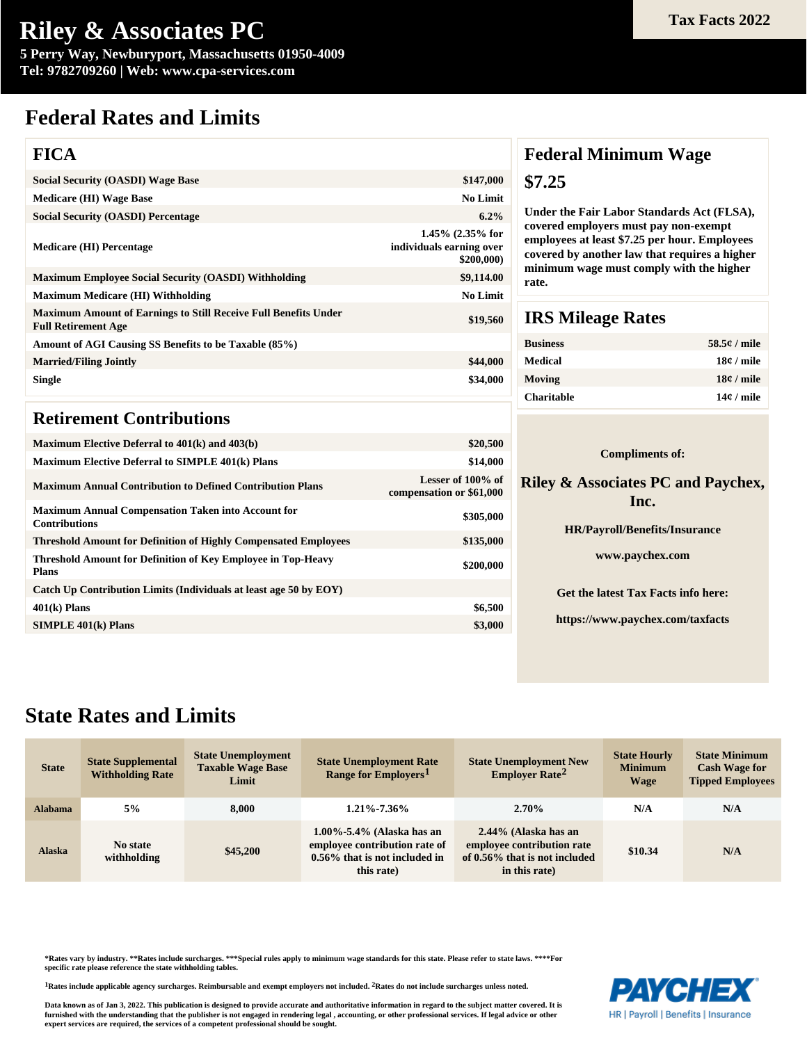# Riley & Associates PC

**5 Perry Way, Newburyport, Massachusetts 01950-4009**
**Tel: 9782709260 | Web: www.cpa-services.com**

**Tax Facts 2022**

## Federal Rates and Limits

### FICA

| | |
|---|---|
| Social Security (OASDI) Wage Base | $147,000 |
| Medicare (HI) Wage Base | No Limit |
| Social Security (OASDI) Percentage | 6.2% |
| Medicare (HI) Percentage | 1.45% (2.35% for individuals earning over $200,000) |
| Maximum Employee Social Security (OASDI) Withholding | $9,114.00 |
| Maximum Medicare (HI) Withholding | No Limit |
| Maximum Amount of Earnings to Still Receive Full Benefits Under Full Retirement Age | $19,560 |
| Amount of AGI Causing SS Benefits to be Taxable (85%) | |
| Married/Filing Jointly | $44,000 |
| Single | $34,000 |

### Retirement Contributions

| | |
|---|---|
| Maximum Elective Deferral to 401(k) and 403(b) | $20,500 |
| Maximum Elective Deferral to SIMPLE 401(k) Plans | $14,000 |
| Maximum Annual Contribution to Defined Contribution Plans | Lesser of 100% of compensation or $61,000 |
| Maximum Annual Compensation Taken into Account for Contributions | $305,000 |
| Threshold Amount for Definition of Highly Compensated Employees | $135,000 |
| Threshold Amount for Definition of Key Employee in Top-Heavy Plans | $200,000 |
| Catch Up Contribution Limits (Individuals at least age 50 by EOY) | |
| 401(k) Plans | $6,500 |
| SIMPLE 401(k) Plans | $3,000 |

### Federal Minimum Wage

**$7.25**

Under the Fair Labor Standards Act (FLSA), covered employers must pay non-exempt employees at least $7.25 per hour. Employees covered by another law that requires a higher minimum wage must comply with the higher rate.

### IRS Mileage Rates

| | |
|---|---|
| Business | 58.5¢ / mile |
| Medical | 18¢ / mile |
| Moving | 18¢ / mile |
| Charitable | 14¢ / mile |

**Compliments of:**

**Riley & Associates PC and Paychex, Inc.**

**HR/Payroll/Benefits/Insurance**

**www.paychex.com**

**Get the latest Tax Facts info here:**

**https://www.paychex.com/taxfacts**

## State Rates and Limits

| State | State Supplemental Withholding Rate | State Unemployment Taxable Wage Base Limit | State Unemployment Rate Range for Employers[1] | State Unemployment New Employer Rate[2] | State Hourly Minimum Wage | State Minimum Cash Wage for Tipped Employees |
|---|---|---|---|---|---|---|
| Alabama | 5% | 8,000 | 1.21%-7.36% | 2.70% | N/A | N/A |
| Alaska | No state withholding | $45,200 | 1.00%-5.4% (Alaska has an employee contribution rate of 0.56% that is not included in this rate) | 2.44% (Alaska has an employee contribution rate of 0.56% that is not included in this rate) | $10.34 | N/A |

*Rates vary by industry. **Rates include surcharges. ***Special rules apply to minimum wage standards for this state. Please refer to state laws. ****For specific rate please reference the state withholding tables.

[1]Rates include applicable agency surcharges. Reimbursable and exempt employers not included. [2]Rates do not include surcharges unless noted.

Data known as of Jan 3, 2022. This publication is designed to provide accurate and authoritative information in regard to the subject matter covered. It is furnished with the understanding that the publisher is not engaged in rendering legal , accounting, or other professional services. If legal advice or other expert services are required, the services of a competent professional should be sought.

PAYCHEX
HR | Payroll | Benefits | Insurance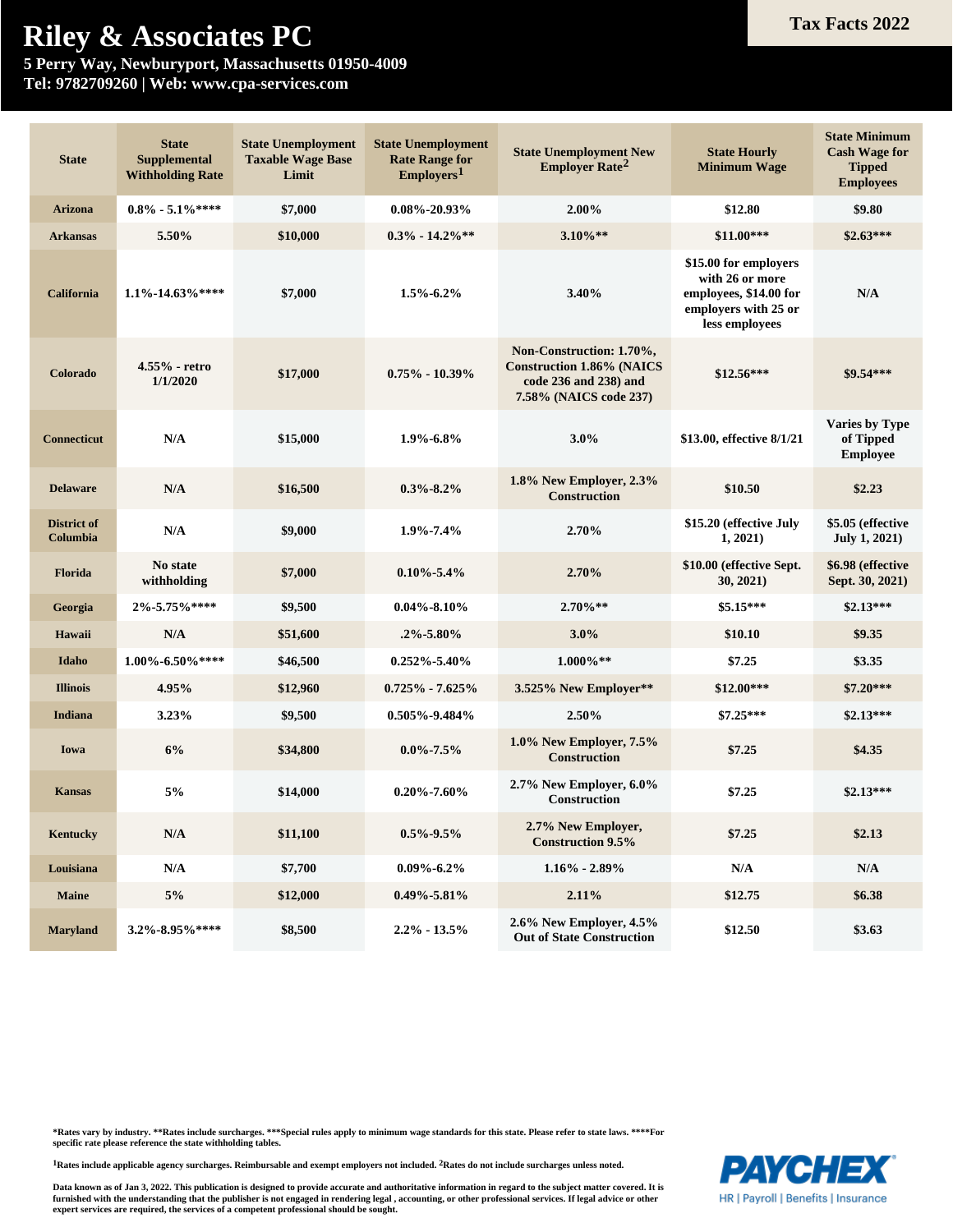# Riley & Associates PC

**5 Perry Way, Newburyport, Massachusetts 01950-4009**
**Tel: 9782709260 | Web: www.cpa-services.com**

**Tax Facts 2022**

| State | State Supplemental Withholding Rate | State Unemployment Taxable Wage Base Limit | State Unemployment Rate Range for Employers[1] | State Unemployment New Employer Rate[2] | State Hourly Minimum Wage | State Minimum Cash Wage for Tipped Employees |
|---|---|---|---|---|---|---|
| Arizona | 0.8% - 5.1%**** | $7,000 | 0.08%-20.93% | 2.00% | $12.80 | $9.80 |
| Arkansas | 5.50% | $10,000 | 0.3% - 14.2%** | 3.10%** | $11.00*** | $2.63*** |
| California | 1.1%-14.63%**** | $7,000 | 1.5%-6.2% | 3.40% | $15.00 for employers with 26 or more employees, $14.00 for employers with 25 or less employees | N/A |
| Colorado | 4.55% - retro 1/1/2020 | $17,000 | 0.75% - 10.39% | Non-Construction: 1.70%, Construction 1.86% (NAICS code 236 and 238) and 7.58% (NAICS code 237) | $12.56*** | $9.54*** |
| Connecticut | N/A | $15,000 | 1.9%-6.8% | 3.0% | $13.00, effective 8/1/21 | Varies by Type of Tipped Employee |
| Delaware | N/A | $16,500 | 0.3%-8.2% | 1.8% New Employer, 2.3% Construction | $10.50 | $2.23 |
| District of Columbia | N/A | $9,000 | 1.9%-7.4% | 2.70% | $15.20 (effective July 1, 2021) | $5.05 (effective July 1, 2021) |
| Florida | No state withholding | $7,000 | 0.10%-5.4% | 2.70% | $10.00 (effective Sept. 30, 2021) | $6.98 (effective Sept. 30, 2021) |
| Georgia | 2%-5.75%**** | $9,500 | 0.04%-8.10% | 2.70%** | $5.15*** | $2.13*** |
| Hawaii | N/A | $51,600 | .2%-5.80% | 3.0% | $10.10 | $9.35 |
| Idaho | 1.00%-6.50%**** | $46,500 | 0.252%-5.40% | 1.000%** | $7.25 | $3.35 |
| Illinois | 4.95% | $12,960 | 0.725% - 7.625% | 3.525% New Employer** | $12.00*** | $7.20*** |
| Indiana | 3.23% | $9,500 | 0.505%-9.484% | 2.50% | $7.25*** | $2.13*** |
| Iowa | 6% | $34,800 | 0.0%-7.5% | 1.0% New Employer, 7.5% Construction | $7.25 | $4.35 |
| Kansas | 5% | $14,000 | 0.20%-7.60% | 2.7% New Employer, 6.0% Construction | $7.25 | $2.13*** |
| Kentucky | N/A | $11,100 | 0.5%-9.5% | 2.7% New Employer, Construction 9.5% | $7.25 | $2.13 |
| Louisiana | N/A | $7,700 | 0.09%-6.2% | 1.16% - 2.89% | N/A | N/A |
| Maine | 5% | $12,000 | 0.49%-5.81% | 2.11% | $12.75 | $6.38 |
| Maryland | 3.2%-8.95%**** | $8,500 | 2.2% - 13.5% | 2.6% New Employer, 4.5% Out of State Construction | $12.50 | $3.63 |

*Rates vary by industry. **Rates include surcharges. ***Special rules apply to minimum wage standards for this state. Please refer to state laws. ****For specific rate please reference the state withholding tables.

[1]Rates include applicable agency surcharges. Reimbursable and exempt employers not included. [2]Rates do not include surcharges unless noted.

Data known as of Jan 3, 2022. This publication is designed to provide accurate and authoritative information in regard to the subject matter covered. It is furnished with the understanding that the publisher is not engaged in rendering legal , accounting, or other professional services. If legal advice or other expert services are required, the services of a competent professional should be sought.

PAYCHEX
HR | Payroll | Benefits | Insurance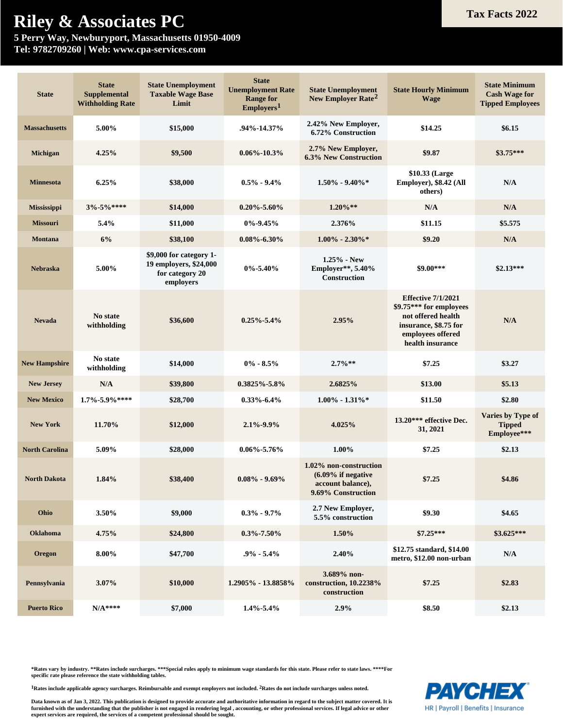# Riley & Associates PC

**5 Perry Way, Newburyport, Massachusetts 01950-4009**
**Tel: 9782709260 | Web: www.cpa-services.com**

**Tax Facts 2022**

| State | State Supplemental Withholding Rate | State Unemployment Taxable Wage Base Limit | State Unemployment Rate Range for Employers[1] | State Unemployment New Employer Rate[2] | State Hourly Minimum Wage | State Minimum Cash Wage for Tipped Employees |
|---|---|---|---|---|---|---|
| Massachusetts | 5.00% | $15,000 | .94%-14.37% | 2.42% New Employer, 6.72% Construction | $14.25 | $6.15 |
| Michigan | 4.25% | $9,500 | 0.06%-10.3% | 2.7% New Employer, 6.3% New Construction | $9.87 | $3.75*** |
| Minnesota | 6.25% | $38,000 | 0.5% - 9.4% | 1.50% - 9.40%* | $10.33 (Large Employer), $8.42 (All others) | N/A |
| Mississippi | 3%-5%**** | $14,000 | 0.20%-5.60% | 1.20%** | N/A | N/A |
| Missouri | 5.4% | $11,000 | 0%-9.45% | 2.376% | $11.15 | $5.575 |
| Montana | 6% | $38,100 | 0.08%-6.30% | 1.00% - 2.30%* | $9.20 | N/A |
| Nebraska | 5.00% | $9,000 for category 1-19 employers, $24,000 for category 20 employers | 0%-5.40% | 1.25% - New Employer**, 5.40% Construction | $9.00*** | $2.13*** |
| Nevada | No state withholding | $36,600 | 0.25%-5.4% | 2.95% | Effective 7/1/2021 $9.75*** for employees not offered health insurance, $8.75 for employees offered health insurance | N/A |
| New Hampshire | No state withholding | $14,000 | 0% - 8.5% | 2.7%** | $7.25 | $3.27 |
| New Jersey | N/A | $39,800 | 0.3825%-5.8% | 2.6825% | $13.00 | $5.13 |
| New Mexico | 1.7%-5.9%**** | $28,700 | 0.33%-6.4% | 1.00% - 1.31%* | $11.50 | $2.80 |
| New York | 11.70% | $12,000 | 2.1%-9.9% | 4.025% | 13.20*** effective Dec. 31, 2021 | Varies by Type of Tipped Employee*** |
| North Carolina | 5.09% | $28,000 | 0.06%-5.76% | 1.00% | $7.25 | $2.13 |
| North Dakota | 1.84% | $38,400 | 0.08% - 9.69% | 1.02% non-construction (6.09% if negative account balance), 9.69% Construction | $7.25 | $4.86 |
| Ohio | 3.50% | $9,000 | 0.3% - 9.7% | 2.7 New Employer, 5.5% construction | $9.30 | $4.65 |
| Oklahoma | 4.75% | $24,800 | 0.3%-7.50% | 1.50% | $7.25*** | $3.625*** |
| Oregon | 8.00% | $47,700 | .9% - 5.4% | 2.40% | $12.75 standard, $14.00 metro, $12.00 non-urban | N/A |
| Pennsylvania | 3.07% | $10,000 | 1.2905% - 13.8858% | 3.689% non-construction, 10.2238% construction | $7.25 | $2.83 |
| Puerto Rico | N/A**** | $7,000 | 1.4%-5.4% | 2.9% | $8.50 | $2.13 |

*Rates vary by industry. **Rates include surcharges. ***Special rules apply to minimum wage standards for this state. Please refer to state laws. ****For specific rate please reference the state withholding tables.

[1]Rates include applicable agency surcharges. Reimbursable and exempt employers not included. [2]Rates do not include surcharges unless noted.

Data known as of Jan 3, 2022. This publication is designed to provide accurate and authoritative information in regard to the subject matter covered. It is furnished with the understanding that the publisher is not engaged in rendering legal , accounting, or other professional services. If legal advice or other expert services are required, the services of a competent professional should be sought.

PAYCHEX
HR | Payroll | Benefits | Insurance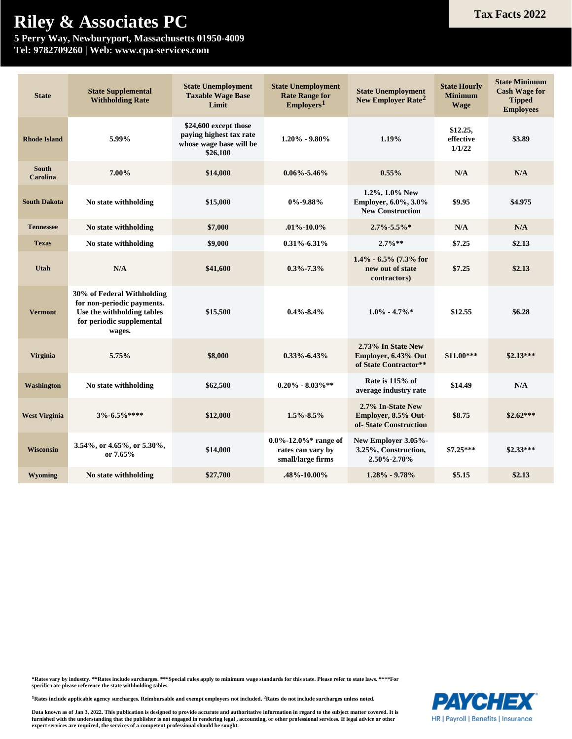# Riley & Associates PC

**5 Perry Way, Newburyport, Massachusetts 01950-4009**
**Tel: 9782709260 | Web: www.cpa-services.com**

**Tax Facts 2022**

| State | State Supplemental Withholding Rate | State Unemployment Taxable Wage Base Limit | State Unemployment Rate Range for Employers[1] | State Unemployment New Employer Rate[2] | State Hourly Minimum Wage | State Minimum Cash Wage for Tipped Employees |
|---|---|---|---|---|---|---|
| Rhode Island | 5.99% | $24,600 except those paying highest tax rate whose wage base will be $26,100 | 1.20% - 9.80% | 1.19% | $12.25, effective 1/1/22 | $3.89 |
| South Carolina | 7.00% | $14,000 | 0.06%-5.46% | 0.55% | N/A | N/A |
| South Dakota | No state withholding | $15,000 | 0%-9.88% | 1.2%, 1.0% New Employer, 6.0%, 3.0% New Construction | $9.95 | $4.975 |
| Tennessee | No state withholding | $7,000 | .01%-10.0% | 2.7%-5.5%* | N/A | N/A |
| Texas | No state withholding | $9,000 | 0.31%-6.31% | 2.7%** | $7.25 | $2.13 |
| Utah | N/A | $41,600 | 0.3%-7.3% | 1.4% - 6.5% (7.3% for new out of state contractors) | $7.25 | $2.13 |
| Vermont | 30% of Federal Withholding for non-periodic payments. Use the withholding tables for periodic supplemental wages. | $15,500 | 0.4%-8.4% | 1.0% - 4.7%* | $12.55 | $6.28 |
| Virginia | 5.75% | $8,000 | 0.33%-6.43% | 2.73% In State New Employer, 6.43% Out of State Contractor** | $11.00*** | $2.13*** |
| Washington | No state withholding | $62,500 | 0.20% - 8.03%** | Rate is 115% of average industry rate | $14.49 | N/A |
| West Virginia | 3%-6.5%**** | $12,000 | 1.5%-8.5% | 2.7% In-State New Employer, 8.5% Out-of- State Construction | $8.75 | $2.62*** |
| Wisconsin | 3.54%, or 4.65%, or 5.30%, or 7.65% | $14,000 | 0.0%-12.0%* range of rates can vary by small/large firms | New Employer 3.05%-3.25%, Construction, 2.50%-2.70% | $7.25*** | $2.33*** |
| Wyoming | No state withholding | $27,700 | .48%-10.00% | 1.28% - 9.78% | $5.15 | $2.13 |

*Rates vary by industry. **Rates include surcharges. ***Special rules apply to minimum wage standards for this state. Please refer to state laws. ****For specific rate please reference the state withholding tables.

[1]Rates include applicable agency surcharges. Reimbursable and exempt employers not included. [2]Rates do not include surcharges unless noted.

Data known as of Jan 3, 2022. This publication is designed to provide accurate and authoritative information in regard to the subject matter covered. It is furnished with the understanding that the publisher is not engaged in rendering legal , accounting, or other professional services. If legal advice or other expert services are required, the services of a competent professional should be sought.

PAYCHEX
HR | Payroll | Benefits | Insurance